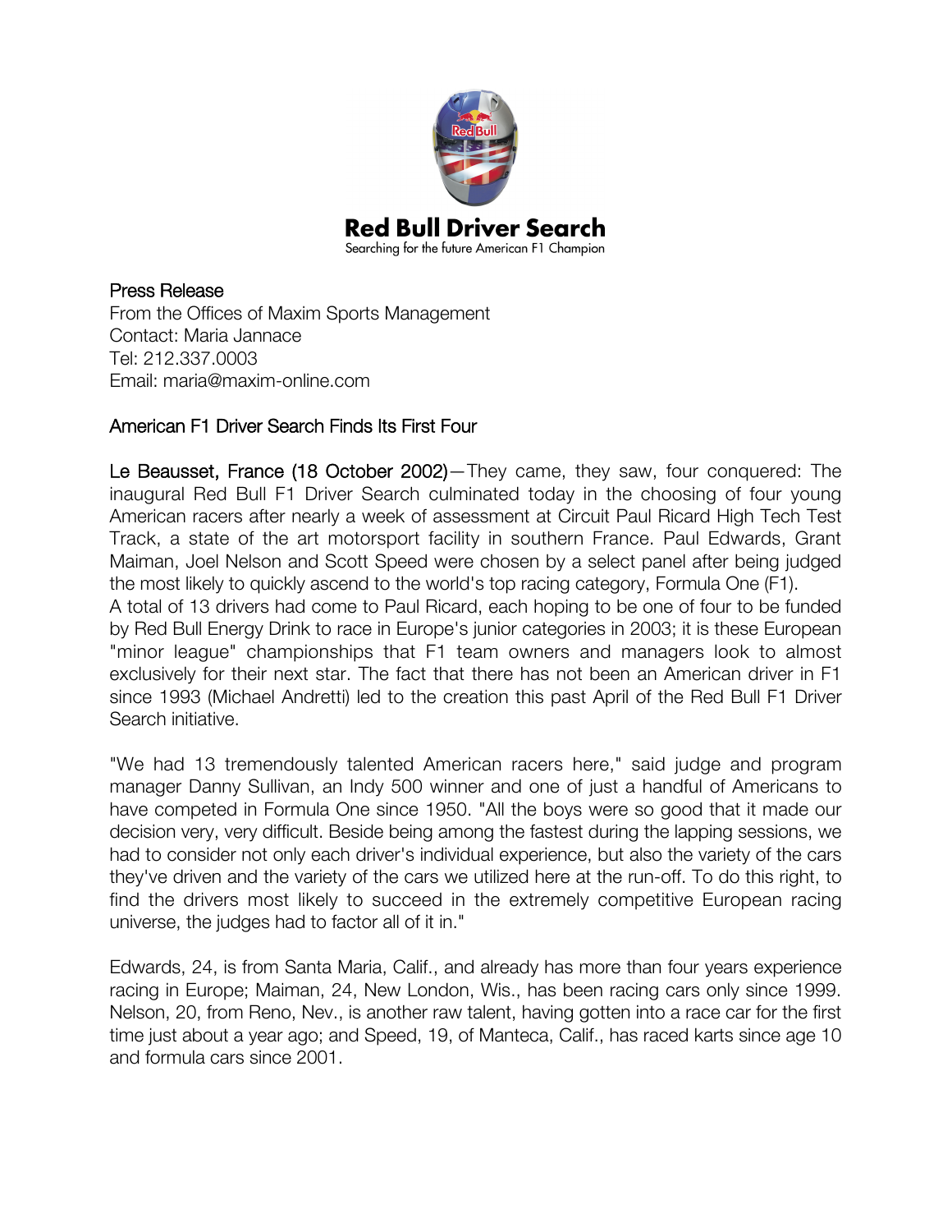# Red Bull Driver Search

Searching for the future American F1 Champion

Press Release
From the Offices of Maxim Sports Management
Contact: Maria Jannace
Tel: 212.337.0003
Email: maria@maxim-online.com

## American F1 Driver Search Finds Its First Four

Le Beausset, France (18 October 2002)—They came, they saw, four conquered: The inaugural Red Bull F1 Driver Search culminated today in the choosing of four young American racers after nearly a week of assessment at Circuit Paul Ricard High Tech Test Track, a state of the art motorsport facility in southern France. Paul Edwards, Grant Maiman, Joel Nelson and Scott Speed were chosen by a select panel after being judged the most likely to quickly ascend to the world's top racing category, Formula One (F1).
A total of 13 drivers had come to Paul Ricard, each hoping to be one of four to be funded by Red Bull Energy Drink to race in Europe's junior categories in 2003; it is these European "minor league" championships that F1 team owners and managers look to almost exclusively for their next star. The fact that there has not been an American driver in F1 since 1993 (Michael Andretti) led to the creation this past April of the Red Bull F1 Driver Search initiative.

"We had 13 tremendously talented American racers here," said judge and program manager Danny Sullivan, an Indy 500 winner and one of just a handful of Americans to have competed in Formula One since 1950. "All the boys were so good that it made our decision very, very difficult. Beside being among the fastest during the lapping sessions, we had to consider not only each driver's individual experience, but also the variety of the cars they've driven and the variety of the cars we utilized here at the run-off. To do this right, to find the drivers most likely to succeed in the extremely competitive European racing universe, the judges had to factor all of it in."

Edwards, 24, is from Santa Maria, Calif., and already has more than four years experience racing in Europe; Maiman, 24, New London, Wis., has been racing cars only since 1999. Nelson, 20, from Reno, Nev., is another raw talent, having gotten into a race car for the first time just about a year ago; and Speed, 19, of Manteca, Calif., has raced karts since age 10 and formula cars since 2001.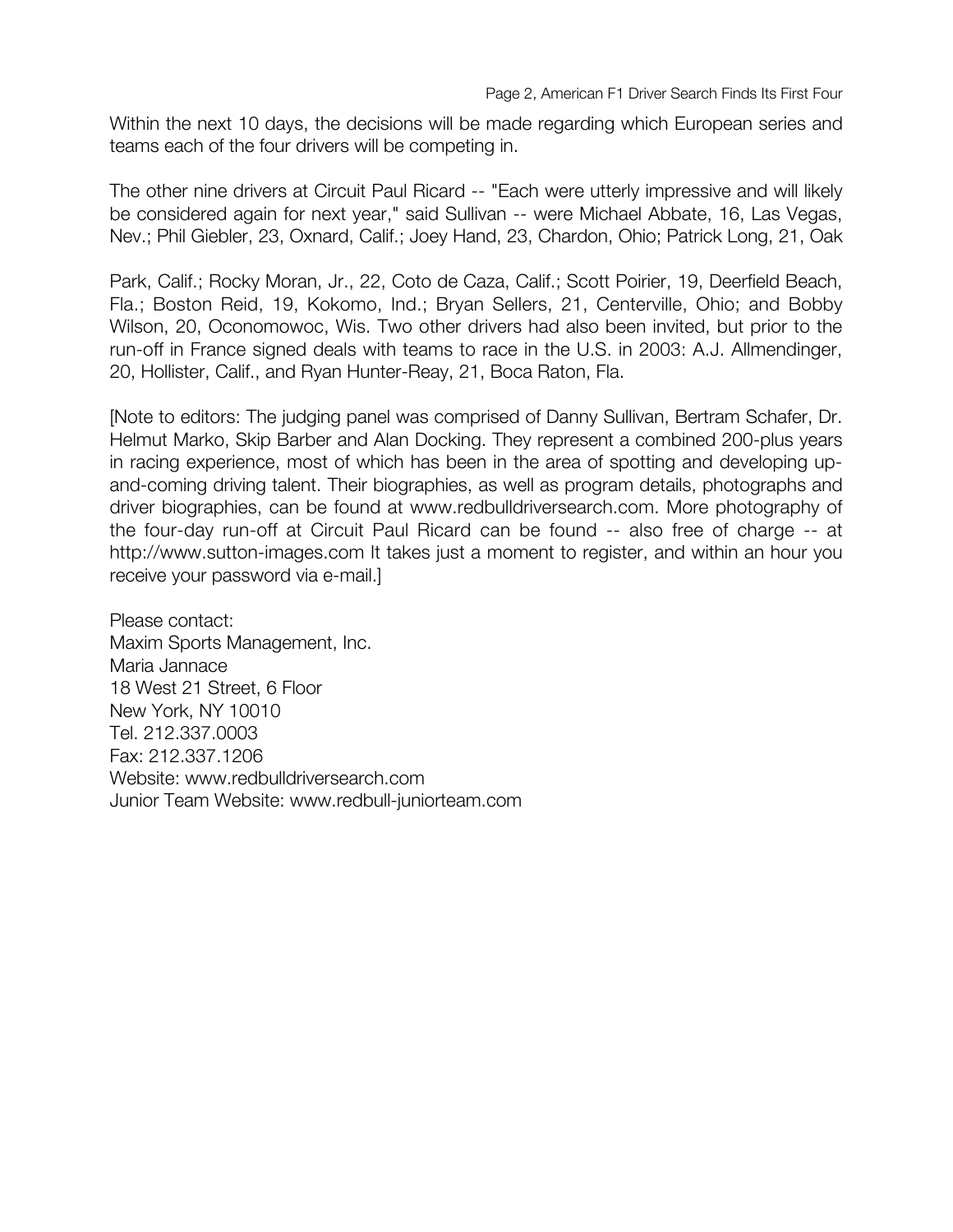Within the next 10 days, the decisions will be made regarding which European series and teams each of the four drivers will be competing in.

The other nine drivers at Circuit Paul Ricard -- "Each were utterly impressive and will likely be considered again for next year," said Sullivan -- were Michael Abbate, 16, Las Vegas, Nev.; Phil Giebler, 23, Oxnard, Calif.; Joey Hand, 23, Chardon, Ohio; Patrick Long, 21, Oak Park, Calif.; Rocky Moran, Jr., 22, Coto de Caza, Calif.; Scott Poirier, 19, Deerfield Beach, Fla.; Boston Reid, 19, Kokomo, Ind.; Bryan Sellers, 21, Centerville, Ohio; and Bobby Wilson, 20, Oconomowoc, Wis. Two other drivers had also been invited, but prior to the run-off in France signed deals with teams to race in the U.S. in 2003: A.J. Allmendinger, 20, Hollister, Calif., and Ryan Hunter-Reay, 21, Boca Raton, Fla.

[Note to editors: The judging panel was comprised of Danny Sullivan, Bertram Schafer, Dr. Helmut Marko, Skip Barber and Alan Docking. They represent a combined 200-plus years in racing experience, most of which has been in the area of spotting and developing up-and-coming driving talent. Their biographies, as well as program details, photographs and driver biographies, can be found at www.redbulldriversearch.com. More photography of the four-day run-off at Circuit Paul Ricard can be found -- also free of charge -- at http://www.sutton-images.com It takes just a moment to register, and within an hour you receive your password via e-mail.]

Please contact:
Maxim Sports Management, Inc.
Maria Jannace
18 West 21 Street, 6 Floor
New York, NY 10010
Tel. 212.337.0003
Fax: 212.337.1206
Website: www.redbulldriversearch.com
Junior Team Website: www.redbull-juniorteam.com